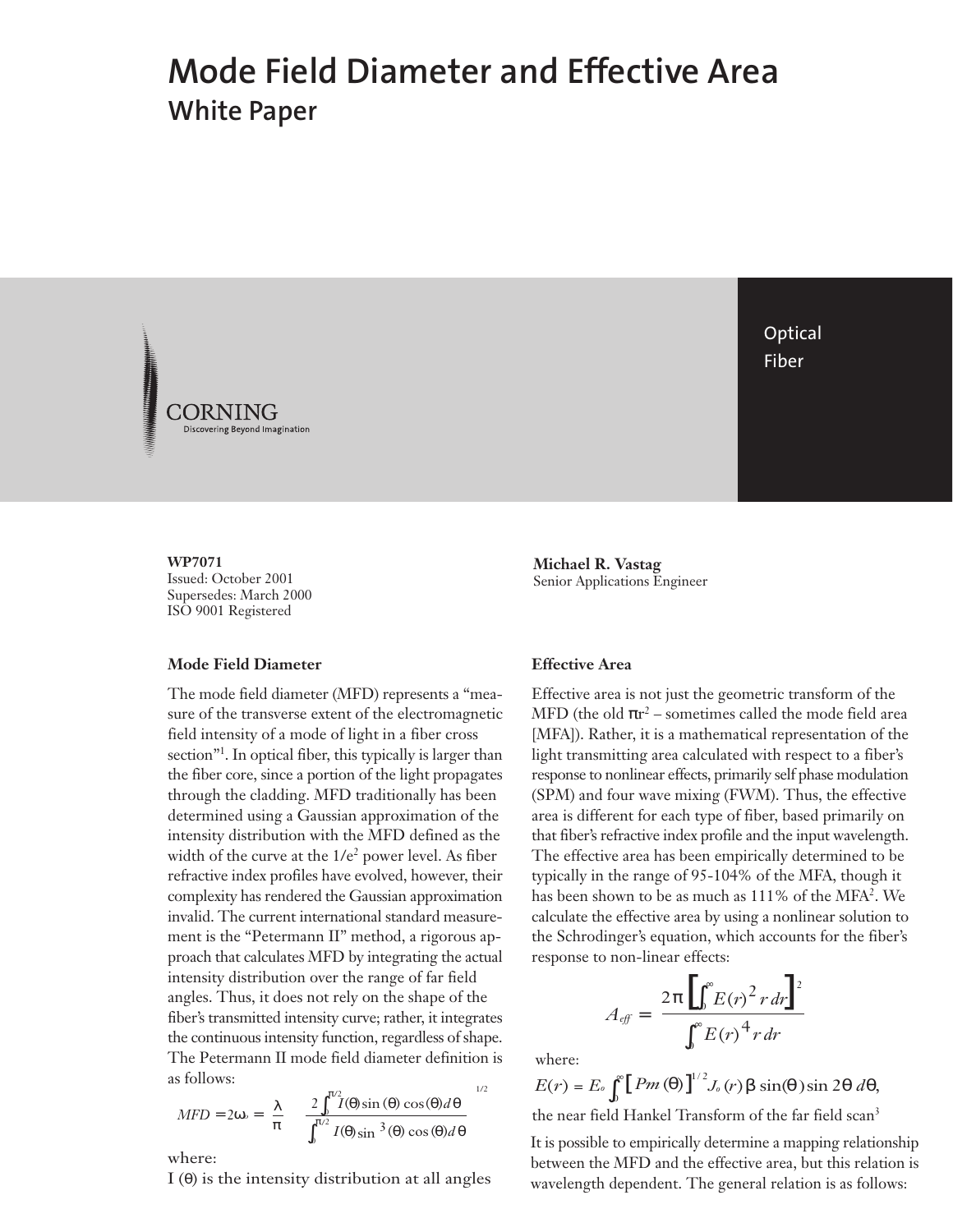# Mode Field Diameter and Effective Area

## White Paper

Optical Fiber

CORNING
Discovering Beyond Imagination

**WP7071**
Issued: October 2001
Supersedes: March 2000
ISO 9001 Registered

**Michael R. Vastag**
Senior Applications Engineer

### Mode Field Diameter

The mode field diameter (MFD) represents a "measure of the transverse extent of the electromagnetic field intensity of a mode of light in a fiber cross section"[1]. In optical fiber, this typically is larger than the fiber core, since a portion of the light propagates through the cladding. MFD traditionally has been determined using a Gaussian approximation of the intensity distribution with the MFD defined as the width of the curve at the $1/e^2$ power level. As fiber refractive index profiles have evolved, however, their complexity has rendered the Gaussian approximation invalid. The current international standard measurement is the "Petermann II" method, a rigorous approach that calculates MFD by integrating the actual intensity distribution over the range of far field angles. Thus, it does not rely on the shape of the fiber's transmitted intensity curve; rather, it integrates the continuous intensity function, regardless of shape. The Petermann II mode field diameter definition is as follows:

$$MFD = 2\omega_o = \frac{\lambda}{\pi}\left[\frac{2\int_0^{\pi/2} I(\theta)\sin(\theta)\cos(\theta)\,d\theta}{\int_0^{\pi/2} I(\theta)\sin^3(\theta)\cos(\theta)\,d\theta}\right]^{1/2}$$

where:
$I(\theta)$ is the intensity distribution at all angles

### Effective Area

Effective area is not just the geometric transform of the MFD (the old $\pi r^2$ – sometimes called the mode field area [MFA]). Rather, it is a mathematical representation of the light transmitting area calculated with respect to a fiber's response to nonlinear effects, primarily self phase modulation (SPM) and four wave mixing (FWM). Thus, the effective area is different for each type of fiber, based primarily on that fiber's refractive index profile and the input wavelength. The effective area has been empirically determined to be typically in the range of 95-104% of the MFA, though it has been shown to be as much as 111% of the MFA[2]. We calculate the effective area by using a nonlinear solution to the Schrodinger's equation, which accounts for the fiber's response to non-linear effects:

$$A_{eff} = \frac{2\pi\left[\int_0^\infty E(r)^2\, r\, dr\right]^2}{\int_0^\infty E(r)^4\, r\, dr}$$

where:

$$E(r) = E_o \int_0^\infty \left[Pm(\theta)\right]^{1/2} J_o(r)\,\beta\,\sin(\theta)\sin 2\theta\, d\theta,$$

the near field Hankel Transform of the far field scan[3]

It is possible to empirically determine a mapping relationship between the MFD and the effective area, but this relation is wavelength dependent. The general relation is as follows: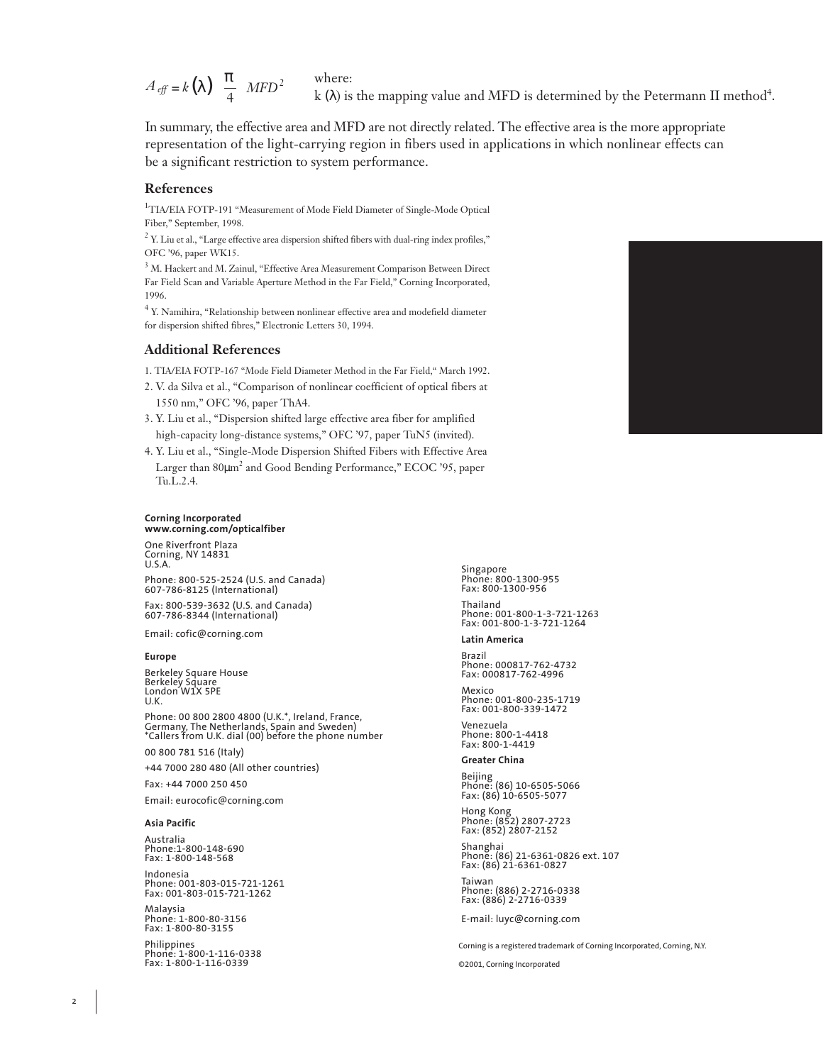$$A_{eff} = k(\lambda)\ \frac{\pi}{4}\ MFD^2$$

where:
k (λ) is the mapping value and MFD is determined by the Petermann II method[4].

In summary, the effective area and MFD are not directly related. The effective area is the more appropriate representation of the light-carrying region in fibers used in applications in which nonlinear effects can be a significant restriction to system performance.

## References

[1] TIA/EIA FOTP-191 "Measurement of Mode Field Diameter of Single-Mode Optical Fiber," September, 1998.

[2] Y. Liu et al., "Large effective area dispersion shifted fibers with dual-ring index profiles," OFC '96, paper WK15.

[3] M. Hackert and M. Zainul, "Effective Area Measurement Comparison Between Direct Far Field Scan and Variable Aperture Method in the Far Field," Corning Incorporated, 1996.

[4] Y. Namihira, "Relationship between nonlinear effective area and modefield diameter for dispersion shifted fibres," Electronic Letters 30, 1994.

## Additional References

1. TIA/EIA FOTP-167 "Mode Field Diameter Method in the Far Field," March 1992.
2. V. da Silva et al., "Comparison of nonlinear coefficient of optical fibers at 1550 nm," OFC '96, paper ThA4.
3. Y. Liu et al., "Dispersion shifted large effective area fiber for amplified high-capacity long-distance systems," OFC '97, paper TuN5 (invited).
4. Y. Liu et al., "Single-Mode Dispersion Shifted Fibers with Effective Area Larger than 80μm$^2$ and Good Bending Performance," ECOC '95, paper Tu.L.2.4.

**Corning Incorporated**
**www.corning.com/opticalfiber**

One Riverfront Plaza
Corning, NY 14831
U.S.A.

Phone: 800-525-2524 (U.S. and Canada)
607-786-8125 (International)

Fax: 800-539-3632 (U.S. and Canada)
607-786-8344 (International)

Email: cofic@corning.com

**Europe**

Berkeley Square House
Berkeley Square
London W1X 5PE
U.K.

Phone: 00 800 2800 4800 (U.K.*, Ireland, France, Germany, The Netherlands, Spain and Sweden)
*Callers from U.K. dial (00) before the phone number

00 800 781 516 (Italy)

+44 7000 280 480 (All other countries)

Fax: +44 7000 250 450

Email: eurocofic@corning.com

**Asia Pacific**

Australia
Phone:1-800-148-690
Fax: 1-800-148-568

Indonesia
Phone: 001-803-015-721-1261
Fax: 001-803-015-721-1262

Malaysia
Phone: 1-800-80-3156
Fax: 1-800-80-3155

Philippines
Phone: 1-800-1-116-0338
Fax: 1-800-1-116-0339

Singapore
Phone: 800-1300-955
Fax: 800-1300-956

Thailand
Phone: 001-800-1-3-721-1263
Fax: 001-800-1-3-721-1264

**Latin America**

Brazil
Phone: 000817-762-4732
Fax: 000817-762-4996

Mexico
Phone: 001-800-235-1719
Fax: 001-800-339-1472

Venezuela
Phone: 800-1-4418
Fax: 800-1-4419

**Greater China**

Beijing
Phone: (86) 10-6505-5066
Fax: (86) 10-6505-5077

Hong Kong
Phone: (852) 2807-2723
Fax: (852) 2807-2152

Shanghai
Phone: (86) 21-6361-0826 ext. 107
Fax: (86) 21-6361-0827

Taiwan
Phone: (886) 2-2716-0338
Fax: (886) 2-2716-0339

E-mail: luyc@corning.com

Corning is a registered trademark of Corning Incorporated, Corning, N.Y.

©2001, Corning Incorporated